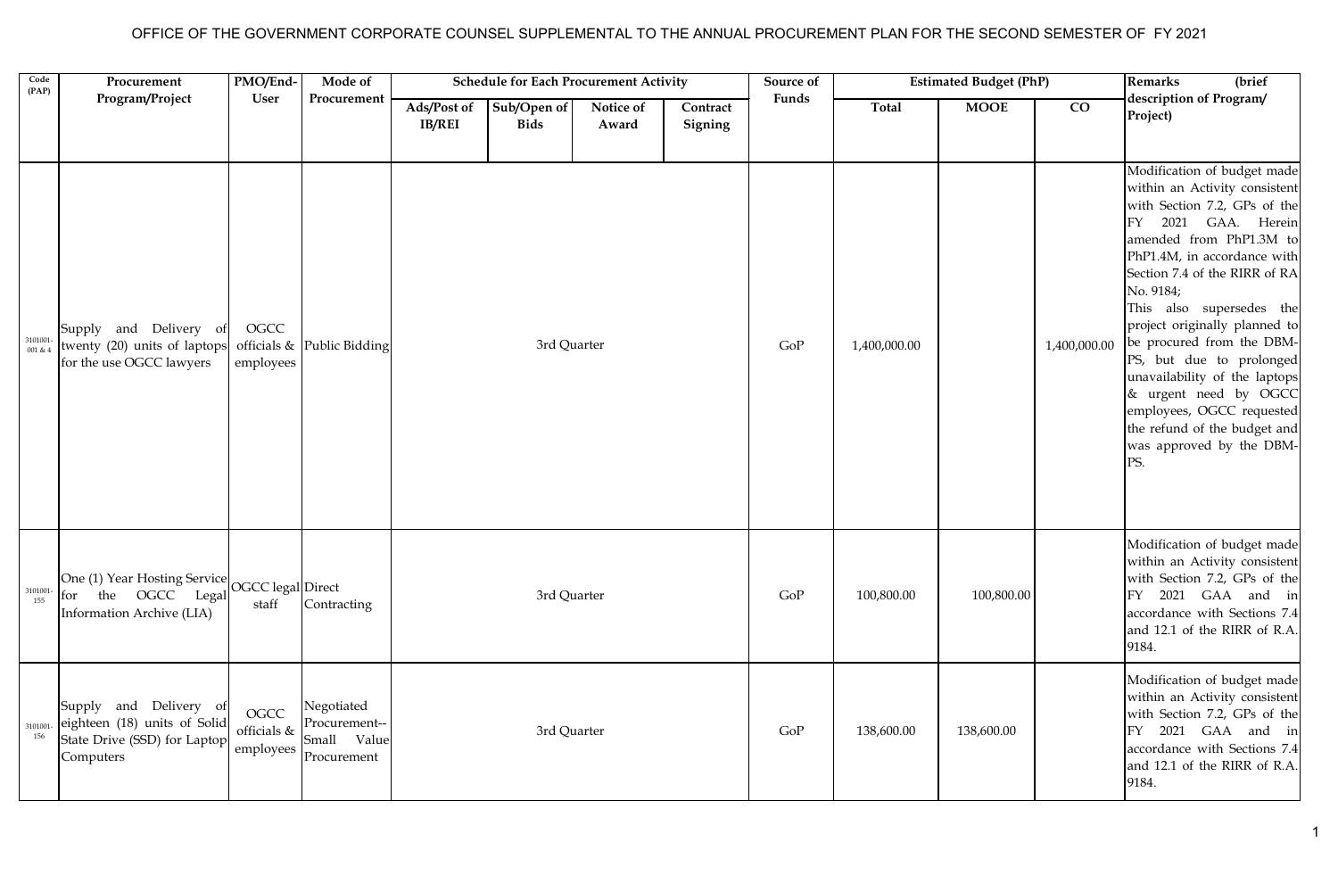# OFFICE OF THE GOVERNMENT CORPORATE COUNSEL SUPPLEMENTAL TO THE ANNUAL PROCUREMENT PLAN FOR THE SECOND SEMESTER OF FY 2021

| Code (PAP) | Procurement Program/Project | PMO/End-User | Mode of Procurement | Schedule for Each Procurement Activity | | | | Source of Funds | Estimated Budget (PhP) | | | Remarks (brief description of Program/ Project) |
|---|---|---|---|---|---|---|---|---|---|---|---|---|
| | | | | Ads/Post of IB/REI | Sub/Open of Bids | Notice of Award | Contract Signing | | Total | MOOE | CO | |
| 3101001-001 & 4 | Supply and Delivery of twenty (20) units of laptops for the use OGCC lawyers | OGCC officials & employees | Public Bidding | 3rd Quarter | | | | GoP | 1,400,000.00 | | 1,400,000.00 | Modification of budget made within an Activity consistent with Section 7.2, GPs of the FY 2021 GAA. Herein amended from PhP1.3M to PhP1.4M, in accordance with Section 7.4 of the RIRR of RA No. 9184; This also supersedes the project originally planned to be procured from the DBM-PS, but due to prolonged unavailability of the laptops & urgent need by OGCC employees, OGCC requested the refund of the budget and was approved by the DBM-PS. |
| 3101001-155 | One (1) Year Hosting Service for the OGCC Legal Information Archive (LIA) | OGCC legal staff | Direct Contracting | 3rd Quarter | | | | GoP | 100,800.00 | 100,800.00 | | Modification of budget made within an Activity consistent with Section 7.2, GPs of the FY 2021 GAA and in accordance with Sections 7.4 and 12.1 of the RIRR of R.A. 9184. |
| 3101001-156 | Supply and Delivery of eighteen (18) units of Solid State Drive (SSD) for Laptop Computers | OGCC officials & employees | Negotiated Procurement--Small Value Procurement | 3rd Quarter | | | | GoP | 138,600.00 | 138,600.00 | | Modification of budget made within an Activity consistent with Section 7.2, GPs of the FY 2021 GAA and in accordance with Sections 7.4 and 12.1 of the RIRR of R.A. 9184. |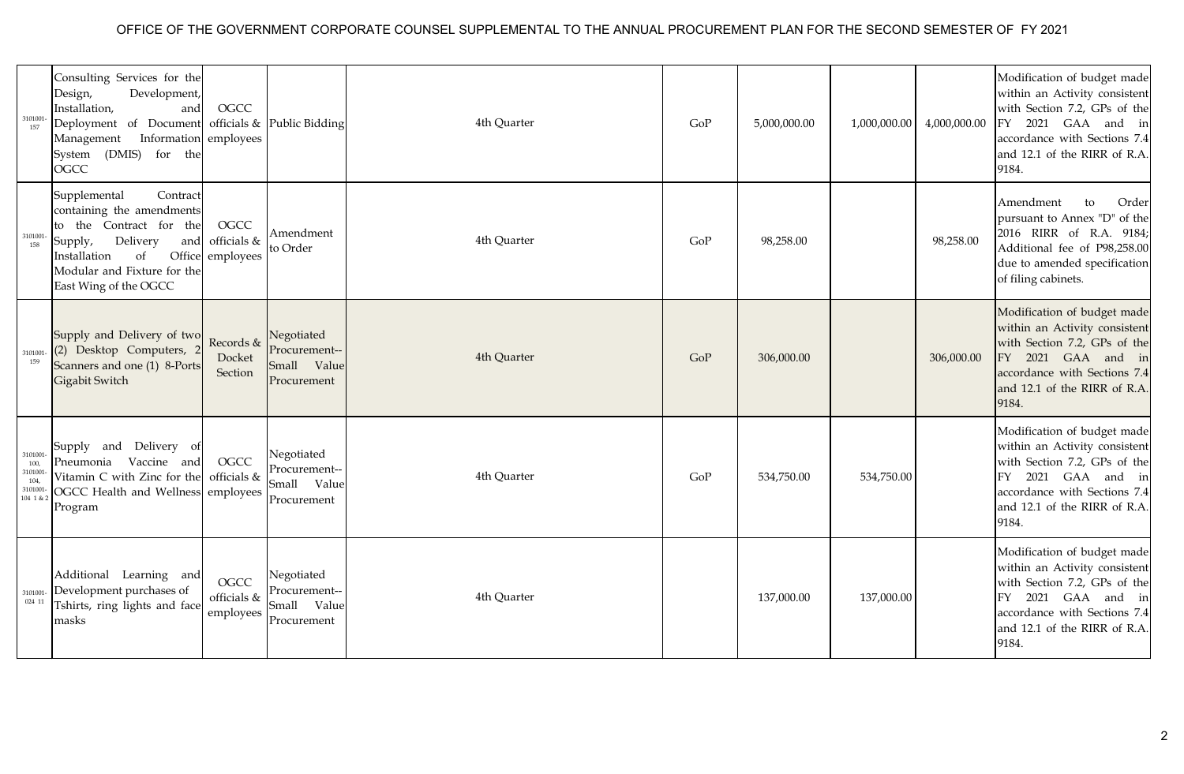# OFFICE OF THE GOVERNMENT CORPORATE COUNSEL SUPPLEMENTAL TO THE ANNUAL PROCUREMENT PLAN FOR THE SECOND SEMESTER OF FY 2021

| | | | | | | | | | |
|---|---|---|---|---|---|---|---|---|---|
| 3101001-157 | Consulting Services for the Design, Development, Installation, and Deployment of Document Management Information System (DMIS) for the OGCC | OGCC officials & employees | Public Bidding | 4th Quarter | GoP | 5,000,000.00 | 1,000,000.00 | 4,000,000.00 | Modification of budget made within an Activity consistent with Section 7.2, GPs of the FY 2021 GAA and in accordance with Sections 7.4 and 12.1 of the RIRR of R.A. 9184. |
| 3101001-158 | Supplemental Contract containing the amendments to the Contract for the Supply, Delivery and Installation of Office Modular and Fixture for the East Wing of the OGCC | OGCC officials & employees | Amendment to Order | 4th Quarter | GoP | 98,258.00 | | 98,258.00 | Amendment to Order pursuant to Annex "D" of the 2016 RIRR of R.A. 9184; Additional fee of P98,258.00 due to amended specification of filing cabinets. |
| 3101001-159 | Supply and Delivery of two (2) Desktop Computers, 2 Scanners and one (1) 8-Ports Gigabit Switch | Records & Docket Section | Negotiated Procurement--Small Value Procurement | 4th Quarter | GoP | 306,000.00 | | 306,000.00 | Modification of budget made within an Activity consistent with Section 7.2, GPs of the FY 2021 GAA and in accordance with Sections 7.4 and 12.1 of the RIRR of R.A. 9184. |
| 3101001-100, 3101001-104, 3101001-104 1 & 2 | Supply and Delivery of Pneumonia Vaccine and Vitamin C with Zinc for the OGCC Health and Wellness Program | OGCC officials & employees | Negotiated Procurement--Small Value Procurement | 4th Quarter | GoP | 534,750.00 | 534,750.00 | | Modification of budget made within an Activity consistent with Section 7.2, GPs of the FY 2021 GAA and in accordance with Sections 7.4 and 12.1 of the RIRR of R.A. 9184. |
| 3101001-024 11 | Additional Learning and Development purchases of Tshirts, ring lights and face masks | OGCC officials & employees | Negotiated Procurement--Small Value Procurement | 4th Quarter | | 137,000.00 | 137,000.00 | | Modification of budget made within an Activity consistent with Section 7.2, GPs of the FY 2021 GAA and in accordance with Sections 7.4 and 12.1 of the RIRR of R.A. 9184. |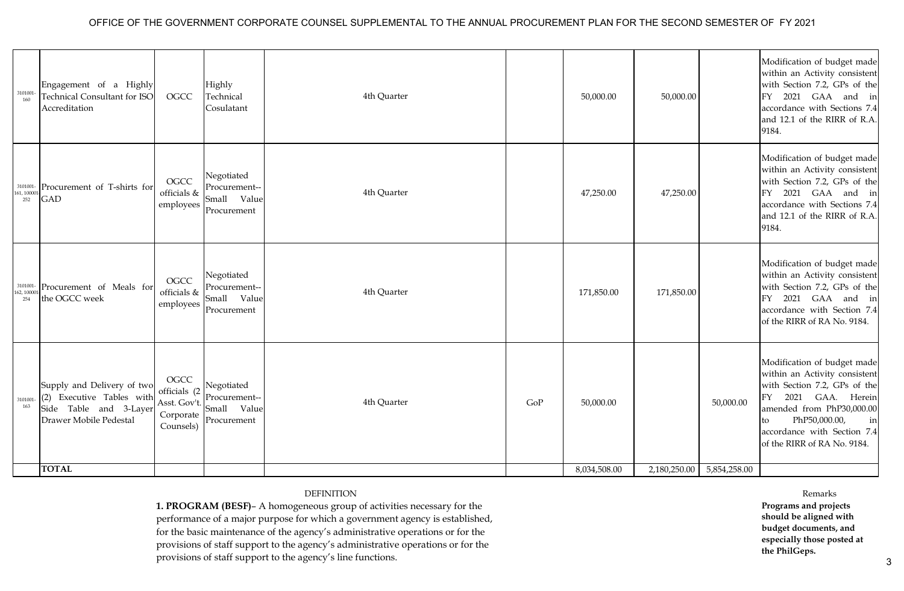OFFICE OF THE GOVERNMENT CORPORATE COUNSEL SUPPLEMENTAL TO THE ANNUAL PROCUREMENT PLAN FOR THE SECOND SEMESTER OF FY 2021

| | | | | | | | | | |
|---|---|---|---|---|---|---|---|---|---|
| 3101001-160 | Engagement of a Highly Technical Consultant for ISO Accreditation | OGCC | Highly Technical Cosulatant | 4th Quarter | | 50,000.00 | 50,000.00 | | Modification of budget made within an Activity consistent with Section 7.2, GPs of the FY 2021 GAA and in accordance with Sections 7.4 and 12.1 of the RIRR of R.A. 9184. |
| 3101001-161, 100001-252 | Procurement of T-shirts for GAD | OGCC officials & employees | Negotiated Procurement--Small Value Procurement | 4th Quarter | | 47,250.00 | 47,250.00 | | Modification of budget made within an Activity consistent with Section 7.2, GPs of the FY 2021 GAA and in accordance with Sections 7.4 and 12.1 of the RIRR of R.A. 9184. |
| 3101001-162, 100001-254 | Procurement of Meals for the OGCC week | OGCC officials & employees | Negotiated Procurement--Small Value Procurement | 4th Quarter | | 171,850.00 | 171,850.00 | | Modification of budget made within an Activity consistent with Section 7.2, GPs of the FY 2021 GAA and in accordance with Section 7.4 of the RIRR of RA No. 9184. |
| 3101001-163 | Supply and Delivery of two (2) Executive Tables with Side Table and 3-Layer Drawer Mobile Pedestal | OGCC officials (2 Asst. Gov't. Corporate Counsels) | Negotiated Procurement--Small Value Procurement | 4th Quarter | GoP | 50,000.00 | | 50,000.00 | Modification of budget made within an Activity consistent with Section 7.2, GPs of the FY 2021 GAA. Herein amended from PhP30,000.00 to PhP50,000.00, in accordance with Section 7.4 of the RIRR of RA No. 9184. |
| | **TOTAL** | | | | | 8,034,508.00 | 2,180,250.00 | 5,854,258.00 | |

DEFINITION

**1. PROGRAM (BESF)**– A homogeneous group of activities necessary for the performance of a major purpose for which a government agency is established, for the basic maintenance of the agency's administrative operations or for the provisions of staff support to the agency's administrative operations or for the provisions of staff support to the agency's line functions.

Remarks

**Programs and projects should be aligned with budget documents, and especially those posted at the PhilGeps.**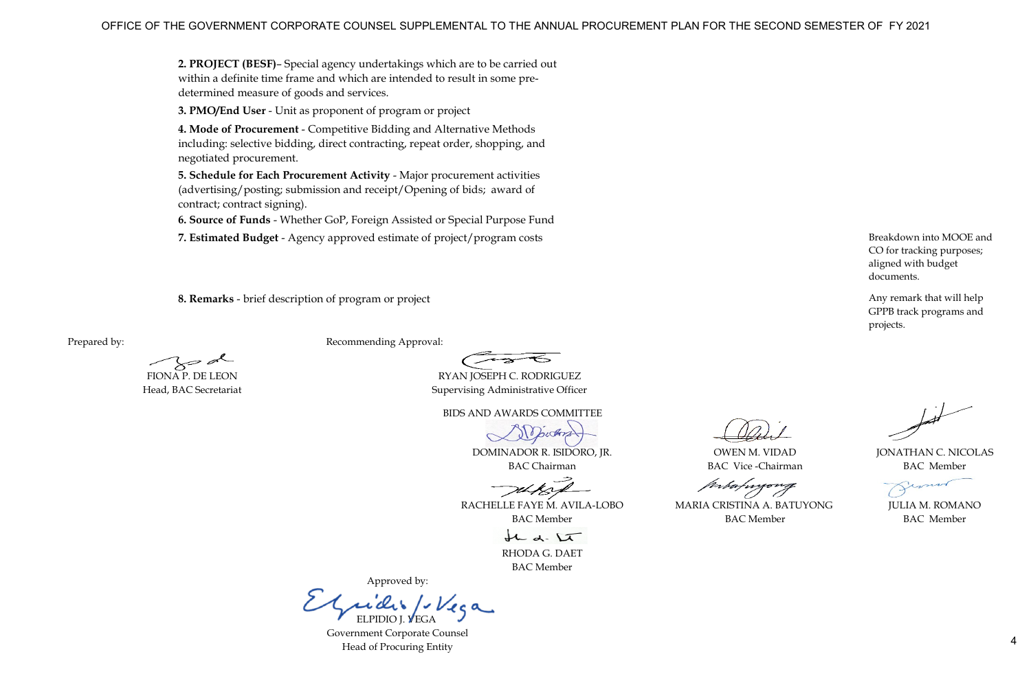**2. PROJECT (BESF)**– Special agency undertakings which are to be carried out within a definite time frame and which are intended to result in some pre-determined measure of goods and services.

**3. PMO/End User** - Unit as proponent of program or project

**4. Mode of Procurement** - Competitive Bidding and Alternative Methods including: selective bidding, direct contracting, repeat order, shopping, and negotiated procurement.

**5. Schedule for Each Procurement Activity** - Major procurement activities (advertising/posting; submission and receipt/Opening of bids; award of contract; contract signing).

**6. Source of Funds** - Whether GoP, Foreign Assisted or Special Purpose Fund

**7. Estimated Budget** - Agency approved estimate of project/program costs

Breakdown into MOOE and CO for tracking purposes; aligned with budget documents.

**8. Remarks** - brief description of program or project

Any remark that will help GPPB track programs and projects.

Prepared by:

FIONA P. DE LEON
Head, BAC Secretariat

Recommending Approval:

RYAN JOSEPH C. RODRIGUEZ
Supervising Administrative Officer

BIDS AND AWARDS COMMITTEE

DOMINADOR R. ISIDORO, JR.
BAC Chairman

OWEN M. VIDAD
BAC Vice -Chairman

JONATHAN C. NICOLAS
BAC Member

RACHELLE FAYE M. AVILA-LOBO
BAC Member

MARIA CRISTINA A. BATUYONG
BAC Member

JULIA M. ROMANO
BAC Member

RHODA G. DAET
BAC Member

Approved by:

ELPIDIO J. VEGA
Government Corporate Counsel
Head of Procuring Entity